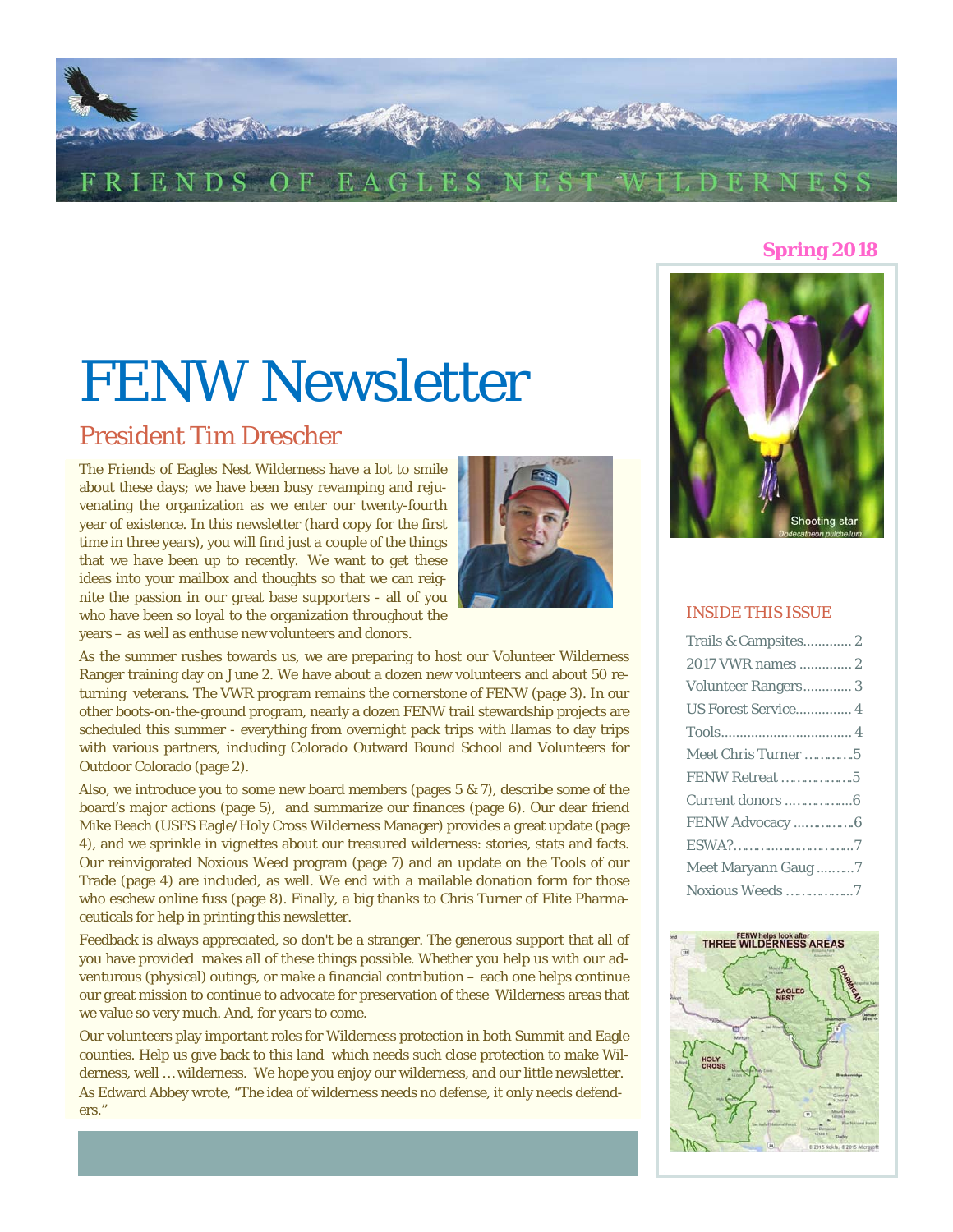FRIENDS OF EAGLES NEST WILDERNESS

**Spring 2018**

# FENW Newsletter

## President Tim Drescher

The Friends of Eagles Nest Wilderness have a lot to smile about these days; we have been busy revamping and rejuvenating the organization as we enter our twenty-fourth year of existence. In this newsletter (hard copy for the first time in three years), you will find just a couple of the things that we have been up to recently. We want to get these ideas into your mailbox and thoughts so that we can reignite the passion in our great base supporters - all of you who have been so loyal to the organization throughout the years – as well as enthuse new volunteers and donors.

As the summer rushes towards us, we are preparing to host our Volunteer Wilderness Ranger training day on June 2. We have about a dozen new volunteers and about 50 returning veterans. The VWR program remains the cornerstone of FENW (page 3). In our other boots-on-the-ground program, nearly a dozen FENW trail stewardship projects are scheduled this summer - everything from overnight pack trips with llamas to day trips with various partners, including Colorado Outward Bound School and Volunteers for Outdoor Colorado (page 2).

Also, we introduce you to some new board members (pages 5 & 7), describe some of the board's major actions (page 5), and summarize our finances (page 6). Our dear friend Mike Beach (USFS Eagle/Holy Cross Wilderness Manager) provides a great update (page 4), and we sprinkle in vignettes about our treasured wilderness: stories, stats and facts. Our reinvigorated Noxious Weed program (page 7) and an update on the Tools of our Trade (page 4) are included, as well. We end with a mailable donation form for those who eschew online fuss (page 8). Finally, a big thanks to Chris Turner of Elite Pharmaceuticals for help in printing this newsletter.

Feedback is always appreciated, so don't be a stranger. The generous support that all of you have provided makes all of these things possible. Whether you help us with our adventurous (physical) outings, or make a financial contribution – each one helps continue our great mission to continue to advocate for preservation of these Wilderness areas that we value so very much. And, for years to come.

Our volunteers play important roles for Wilderness protection in both Summit and Eagle counties. Help us give back to this land which needs such close protection to make Wilderness, well … wilderness. We hope you enjoy our wilderness, and our little newsletter. As Edward Abbey wrote, "The idea of wilderness needs no defense, it only needs defenders."

Shooting star
*Dodecatheon pulchellum*

### INSIDE THIS ISSUE

| | |
|---|---|
| Trails & Campsites | 2 |
| 2017 VWR names | 2 |
| Volunteer Rangers | 3 |
| US Forest Service | 4 |
| Tools | 4 |
| Meet Chris Turner | 5 |
| FENW Retreat | 5 |
| Current donors | 6 |
| FENW Advocacy | 6 |
| ESWA? | 7 |
| Meet Maryann Gaug | 7 |
| Noxious Weeds | 7 |

FENW helps look after THREE WILDERNESS AREAS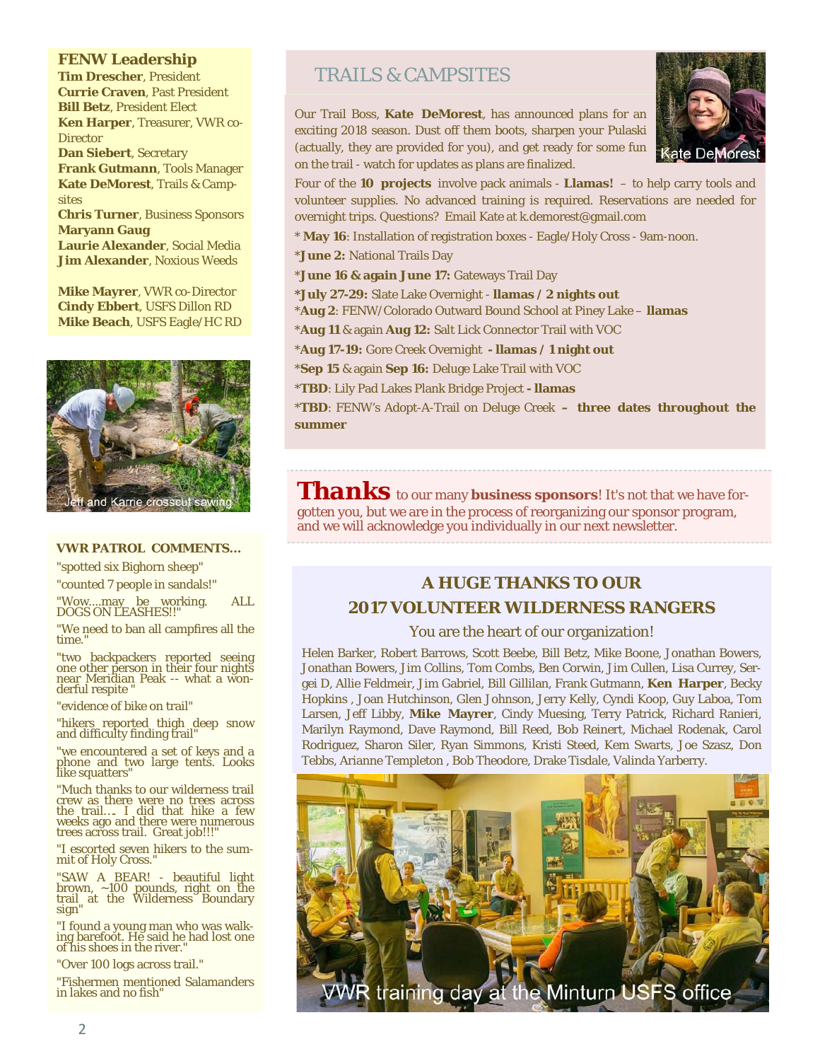## FENW Leadership

**Tim Drescher**, President
**Currie Craven**, Past President
**Bill Betz**, President Elect
**Ken Harper**, Treasurer, VWR co-Director
**Dan Siebert**, Secretary
**Frank Gutmann**, Tools Manager
**Kate DeMorest**, Trails & Campsites
**Chris Turner**, Business Sponsors
**Maryann Gaug**
**Laurie Alexander**, Social Media
**Jim Alexander**, Noxious Weeds

**Mike Mayrer**, VWR co-Director
**Cindy Ebbert**, USFS Dillon RD
**Mike Beach**, USFS Eagle/HC RD

Jeff and Karrie crosscut sawing

**VWR PATROL COMMENTS…**

"spotted six Bighorn sheep"

"counted 7 people in sandals!"

"Wow....may be working. ALL DOGS ON LEASHES!!"

"We need to ban all campfires all the time."

"two backpackers reported seeing one other person in their four nights near Meridian Peak -- what a wonderful respite "

"evidence of bike on trail"

"hikers reported thigh deep snow and difficulty finding trail"

"we encountered a set of keys and a phone and two large tents. Looks like squatters"

"Much thanks to our wilderness trail crew as there were no trees across the trail…. I did that hike a few weeks ago and there were numerous trees across trail. Great job!!!"

"I escorted seven hikers to the summit of Holy Cross."

"SAW A BEAR! - beautiful light brown, ~100 pounds, right on the trail at the Wilderness Boundary sign"

"I found a young man who was walking barefoot. He said he had lost one of his shoes in the river."

"Over 100 logs across trail."

"Fishermen mentioned Salamanders in lakes and no fish"

## TRAILS & CAMPSITES

Kate DeMorest

Our Trail Boss, **Kate DeMorest**, has announced plans for an exciting 2018 season. Dust off them boots, sharpen your Pulaski (actually, they are provided for you), and get ready for some fun on the trail - watch for updates as plans are finalized.

Four of the **10 projects** involve pack animals - **Llamas!** – to help carry tools and volunteer supplies. No advanced training is required. Reservations are needed for overnight trips. Questions? Email Kate at k.demorest@gmail.com

* **May 16**: Installation of registration boxes - Eagle/Holy Cross - 9am-noon.

***June 2:** National Trails Day

***June 16 & again June 17:** Gateways Trail Day

***July 27-29:** Slate Lake Overnight - **llamas / 2 nights out**

***Aug 2**: FENW/Colorado Outward Bound School at Piney Lake – **llamas**

***Aug 11** & again **Aug 12:** Salt Lick Connector Trail with VOC

***Aug 17-19:** Gore Creek Overnight **- llamas / 1 night out**

***Sep 15** & again **Sep 16:** Deluge Lake Trail with VOC

***TBD**: Lily Pad Lakes Plank Bridge Project **- llamas**

***TBD**: FENW's Adopt-A-Trail on Deluge Creek **– three dates throughout the summer**

***Thanks*** to our many **business sponsors**! It's not that we have forgotten you, but we are in the process of reorganizing our sponsor program, and we will acknowledge you individually in our next newsletter.

## A HUGE THANKS TO OUR 2017 VOLUNTEER WILDERNESS RANGERS

You are the heart of our organization!

Helen Barker, Robert Barrows, Scott Beebe, Bill Betz, Mike Boone, Jonathan Bowers, Jonathan Bowers, Jim Collins, Tom Combs, Ben Corwin, Jim Cullen, Lisa Currey, Sergei D, Allie Feldmeir, Jim Gabriel, Bill Gillilan, Frank Gutmann, **Ken Harper**, Becky Hopkins , Joan Hutchinson, Glen Johnson, Jerry Kelly, Cyndi Koop, Guy Laboa, Tom Larsen, Jeff Libby, **Mike Mayrer**, Cindy Muesing, Terry Patrick, Richard Ranieri, Marilyn Raymond, Dave Raymond, Bill Reed, Bob Reinert, Michael Rodenak, Carol Rodriguez, Sharon Siler, Ryan Simmons, Kristi Steed, Kem Swarts, Joe Szasz, Don Tebbs, Arianne Templeton , Bob Theodore, Drake Tisdale, Valinda Yarberry.

VWR training day at the Minturn USFS office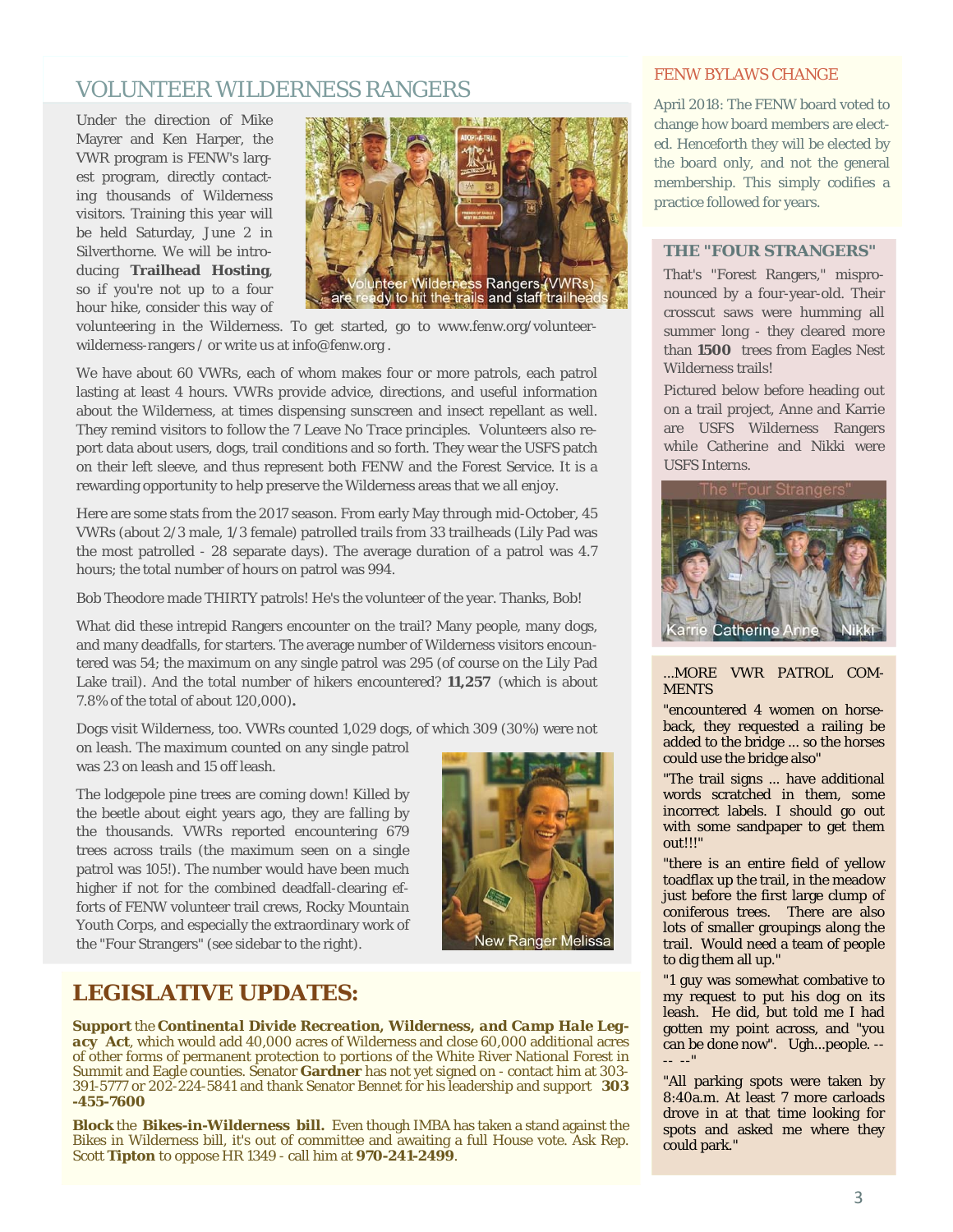## VOLUNTEER WILDERNESS RANGERS

Under the direction of Mike Mayrer and Ken Harper, the VWR program is FENW's largest program, directly contacting thousands of Wilderness visitors. Training this year will be held Saturday, June 2 in Silverthorne. We will be introducing **Trailhead Hosting**, so if you're not up to a four hour hike, consider this way of volunteering in the Wilderness. To get started, go to www.fenw.org/volunteer-wilderness-rangers / or write us at info@fenw.org .

Volunteer Wilderness Rangers (VWRs) are ready to hit the trails and staff trailheads

We have about 60 VWRs, each of whom makes four or more patrols, each patrol lasting at least 4 hours. VWRs provide advice, directions, and useful information about the Wilderness, at times dispensing sunscreen and insect repellant as well. They remind visitors to follow the 7 Leave No Trace principles. Volunteers also report data about users, dogs, trail conditions and so forth. They wear the USFS patch on their left sleeve, and thus represent both FENW and the Forest Service. It is a rewarding opportunity to help preserve the Wilderness areas that we all enjoy.

Here are some stats from the 2017 season. From early May through mid-October, 45 VWRs (about 2/3 male, 1/3 female) patrolled trails from 33 trailheads (Lily Pad was the most patrolled - 28 separate days). The average duration of a patrol was 4.7 hours; the total number of hours on patrol was 994.

Bob Theodore made THIRTY patrols! He's the volunteer of the year. Thanks, Bob!

What did these intrepid Rangers encounter on the trail? Many people, many dogs, and many deadfalls, for starters. The average number of Wilderness visitors encountered was 54; the maximum on any single patrol was 295 (of course on the Lily Pad Lake trail). And the total number of hikers encountered? **11,257** (which is about 7.8% of the total of about 120,000).

Dogs visit Wilderness, too. VWRs counted 1,029 dogs, of which 309 (30%) were not on leash. The maximum counted on any single patrol was 23 on leash and 15 off leash.

The lodgepole pine trees are coming down! Killed by the beetle about eight years ago, they are falling by the thousands. VWRs reported encountering 679 trees across trails (the maximum seen on a single patrol was 105!). The number would have been much higher if not for the combined deadfall-clearing efforts of FENW volunteer trail crews, Rocky Mountain Youth Corps, and especially the extraordinary work of the "Four Strangers" (see sidebar to the right).

New Ranger Melissa

## LEGISLATIVE UPDATES:

**Support** the ***Continental Divide Recreation, Wilderness, and Camp Hale Legacy Act***, which would add 40,000 acres of Wilderness and close 60,000 additional acres of other forms of permanent protection to portions of the White River National Forest in Summit and Eagle counties. Senator **Gardner** has not yet signed on - contact him at 303-391-5777 or 202-224-5841 and thank Senator Bennet for his leadership and support **303-455-7600**

**Block** the **Bikes-in-Wilderness bill.** Even though IMBA has taken a stand against the Bikes in Wilderness bill, it's out of committee and awaiting a full House vote. Ask Rep. Scott **Tipton** to oppose HR 1349 - call him at **970-241-2499**.

### FENW BYLAWS CHANGE

April 2018: The FENW board voted to change how board members are elected. Henceforth they will be elected by the board only, and not the general membership. This simply codifies a practice followed for years.

### THE "FOUR STRANGERS"

That's "Forest Rangers," mispronounced by a four-year-old. Their crosscut saws were humming all summer long - they cleared more than **1500** trees from Eagles Nest Wilderness trails!

Pictured below before heading out on a trail project, Anne and Karrie are USFS Wilderness Rangers while Catherine and Nikki were USFS Interns.

The "Four Strangers"

Karrie Catherine Anne Nikki

### ...MORE VWR PATROL COMMENTS

"encountered 4 women on horseback, they requested a railing be added to the bridge ... so the horses could use the bridge also"

"The trail signs ... have additional words scratched in them, some incorrect labels. I should go out with some sandpaper to get them out!!!"

"there is an entire field of yellow toadflax up the trail, in the meadow just before the first large clump of coniferous trees. There are also lots of smaller groupings along the trail. Would need a team of people to dig them all up."

"1 guy was somewhat combative to my request to put his dog on its leash. He did, but told me I had gotten my point across, and "you can be done now". Ugh...people. ---- --"

"All parking spots were taken by 8:40a.m. At least 7 more carloads drove in at that time looking for spots and asked me where they could park."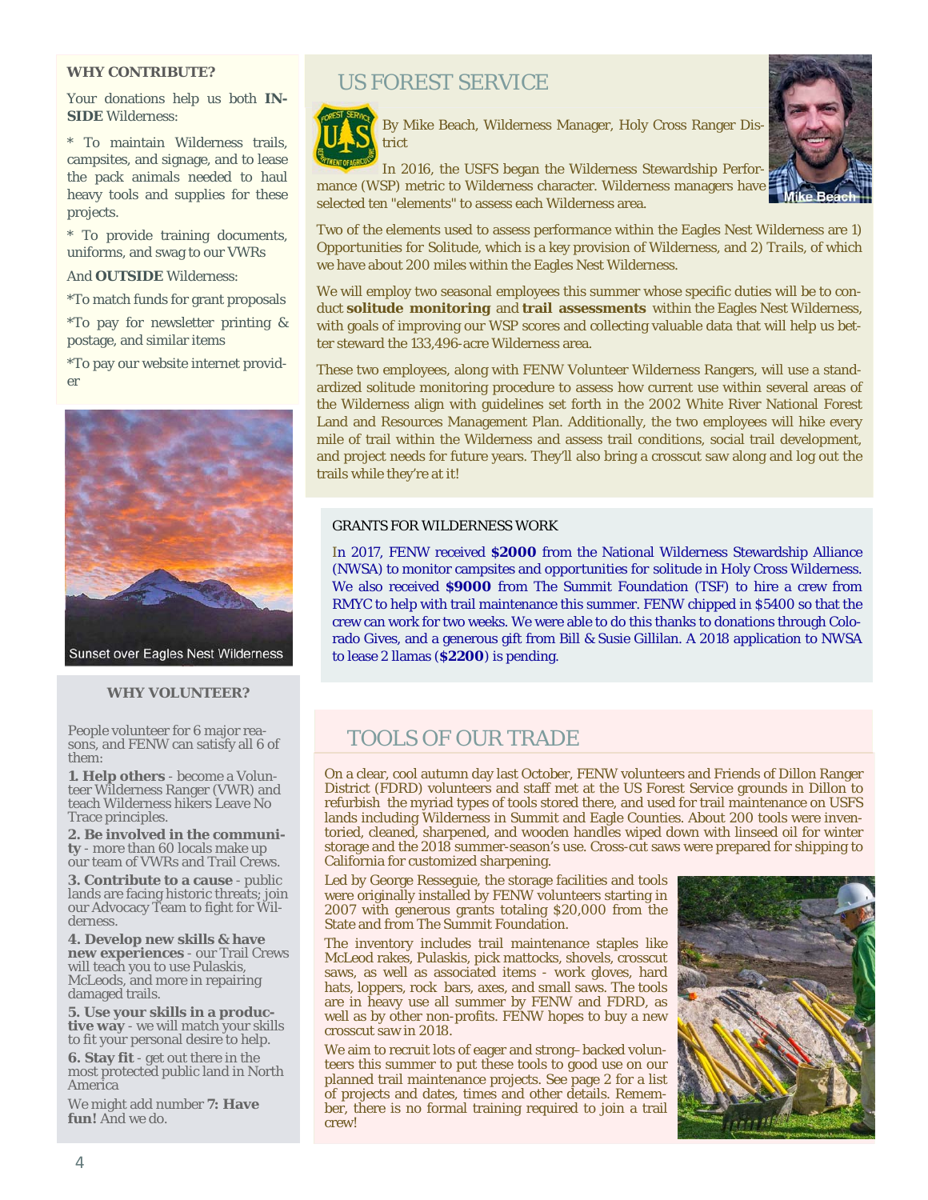**WHY CONTRIBUTE?**

Your donations help us both **INSIDE** Wilderness:

* To maintain Wilderness trails, campsites, and signage, and to lease the pack animals needed to haul heavy tools and supplies for these projects.

* To provide training documents, uniforms, and swag to our VWRs

And **OUTSIDE** Wilderness:

*To match funds for grant proposals

*To pay for newsletter printing & postage, and similar items

*To pay our website internet provider

Sunset over Eagles Nest Wilderness

**WHY VOLUNTEER?**

People volunteer for 6 major reasons, and FENW can satisfy all 6 of them:

**1. Help others** - become a Volunteer Wilderness Ranger (VWR) and teach Wilderness hikers Leave No Trace principles.

**2. Be involved in the community** - more than 60 locals make up our team of VWRs and Trail Crews.

**3. Contribute to a cause** - public lands are facing historic threats; join our Advocacy Team to fight for Wilderness.

**4. Develop new skills & have new experiences** - our Trail Crews will teach you to use Pulaskis, McLeods, and more in repairing damaged trails.

**5. Use your skills in a productive way** - we will match your skills to fit your personal desire to help.

**6. Stay fit** - get out there in the most protected public land in North America

We might add number **7: Have fun!** And we do.

## US FOREST SERVICE

By Mike Beach, Wilderness Manager, Holy Cross Ranger District

Mike Beach

In 2016, the USFS began the Wilderness Stewardship Performance (WSP) metric to Wilderness character. Wilderness managers have selected ten "elements" to assess each Wilderness area.

Two of the elements used to assess performance within the Eagles Nest Wilderness are 1) Opportunities for Solitude, which is a key provision of Wilderness, and 2) Trails, of which we have about 200 miles within the Eagles Nest Wilderness.

We will employ two seasonal employees this summer whose specific duties will be to conduct **solitude monitoring** and **trail assessments** within the Eagles Nest Wilderness, with goals of improving our WSP scores and collecting valuable data that will help us better steward the 133,496-acre Wilderness area.

These two employees, along with FENW Volunteer Wilderness Rangers, will use a standardized solitude monitoring procedure to assess how current use within several areas of the Wilderness align with guidelines set forth in the 2002 White River National Forest Land and Resources Management Plan. Additionally, the two employees will hike every mile of trail within the Wilderness and assess trail conditions, social trail development, and project needs for future years. They'll also bring a crosscut saw along and log out the trails while they're at it!

### GRANTS FOR WILDERNESS WORK

In 2017, FENW received **$2000** from the National Wilderness Stewardship Alliance (NWSA) to monitor campsites and opportunities for solitude in Holy Cross Wilderness. We also received **$9000** from The Summit Foundation (TSF) to hire a crew from RMYC to help with trail maintenance this summer. FENW chipped in $5400 so that the crew can work for two weeks. We were able to do this thanks to donations through Colorado Gives, and a generous gift from Bill & Susie Gillilan. A 2018 application to NWSA to lease 2 llamas (**$2200**) is pending.

## TOOLS OF OUR TRADE

On a clear, cool autumn day last October, FENW volunteers and Friends of Dillon Ranger District (FDRD) volunteers and staff met at the US Forest Service grounds in Dillon to refurbish the myriad types of tools stored there, and used for trail maintenance on USFS lands including Wilderness in Summit and Eagle Counties. About 200 tools were inventoried, cleaned, sharpened, and wooden handles wiped down with linseed oil for winter storage and the 2018 summer-season's use. Cross-cut saws were prepared for shipping to California for customized sharpening.

Led by George Resseguie, the storage facilities and tools were originally installed by FENW volunteers starting in 2007 with generous grants totaling $20,000 from the State and from The Summit Foundation.

The inventory includes trail maintenance staples like McLeod rakes, Pulaskis, pick mattocks, shovels, crosscut saws, as well as associated items - work gloves, hard hats, loppers, rock bars, axes, and small saws. The tools are in heavy use all summer by FENW and FDRD, as well as by other non-profits. FENW hopes to buy a new crosscut saw in 2018.

We aim to recruit lots of eager and strong–backed volunteers this summer to put these tools to good use on our planned trail maintenance projects. See page 2 for a list of projects and dates, times and other details. Remember, there is no formal training required to join a trail crew!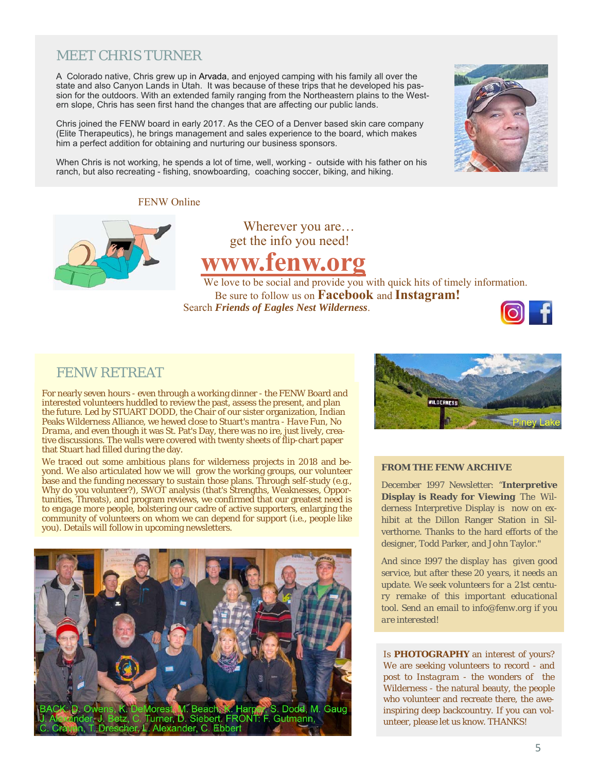## MEET CHRIS TURNER

A Colorado native, Chris grew up in Arvada, and enjoyed camping with his family all over the state and also Canyon Lands in Utah. It was because of these trips that he developed his passion for the outdoors. With an extended family ranging from the Northeastern plains to the Western slope, Chris has seen first hand the changes that are affecting our public lands.

Chris joined the FENW board in early 2017. As the CEO of a Denver based skin care company (Elite Therapeutics), he brings management and sales experience to the board, which makes him a perfect addition for obtaining and nurturing our business sponsors.

When Chris is not working, he spends a lot of time, well, working - outside with his father on his ranch, but also recreating - fishing, snowboarding, coaching soccer, biking, and hiking.

FENW Online

Wherever you are…
get the info you need!

# www.fenw.org

We love to be social and provide you with quick hits of timely information. Be sure to follow us on **Facebook** and **Instagram!** Search ***Friends of Eagles Nest Wilderness***.

## FENW RETREAT

For nearly seven hours - even through a working dinner - the FENW Board and interested volunteers huddled to review the past, assess the present, and plan the future. Led by STUART DODD, the Chair of our sister organization, Indian Peaks Wilderness Alliance, we hewed close to Stuart's mantra - *Have Fun, No Drama*, and even though it was St. Pat's Day, there was no ire, just lively, creative discussions. The walls were covered with twenty sheets of flip-chart paper that Stuart had filled during the day.

We traced out some ambitious plans for wilderness projects in 2018 and beyond. We also articulated how we will grow the working groups, our volunteer base and the funding necessary to sustain those plans. Through self-study (e.g., Why do you volunteer?), SWOT analysis (that's Strengths, Weaknesses, Opportunities, Threats), and program reviews, we confirmed that our greatest need is to engage more people, bolstering our cadre of active supporters, enlarging the community of volunteers on whom we can depend for support (i.e., people like you). Details will follow in upcoming newsletters.

BACK: D. Owens, K. DeMorest, M. Beach, K. Harper, S. Dodd, M. Gaug J. Alexander, J. Betz, C. Turner, D. Siebert. FRONT: F. Gutmann, C. Craven, T. Drescher, L. Alexander, C. Ebbert

Piney Lake

### FROM THE FENW ARCHIVE

December 1997 Newsletter: "**Interpretive Display is Ready for Viewing** The Wilderness Interpretive Display is now on exhibit at the Dillon Ranger Station in Silverthorne. Thanks to the hard efforts of the designer, Todd Parker, and John Taylor."

*And since 1997 the display has given good service, but after these 20 years, it needs an update. We seek volunteers for a 21st century remake of this important educational tool. Send an email to info@fenw.org if you are interested!*

Is **PHOTOGRAPHY** an interest of yours? We are seeking volunteers to record - and post to *Instagram* - the wonders of the Wilderness - the natural beauty, the people who volunteer and recreate there, the awe-inspiring deep backcountry. If you can volunteer, please let us know. THANKS!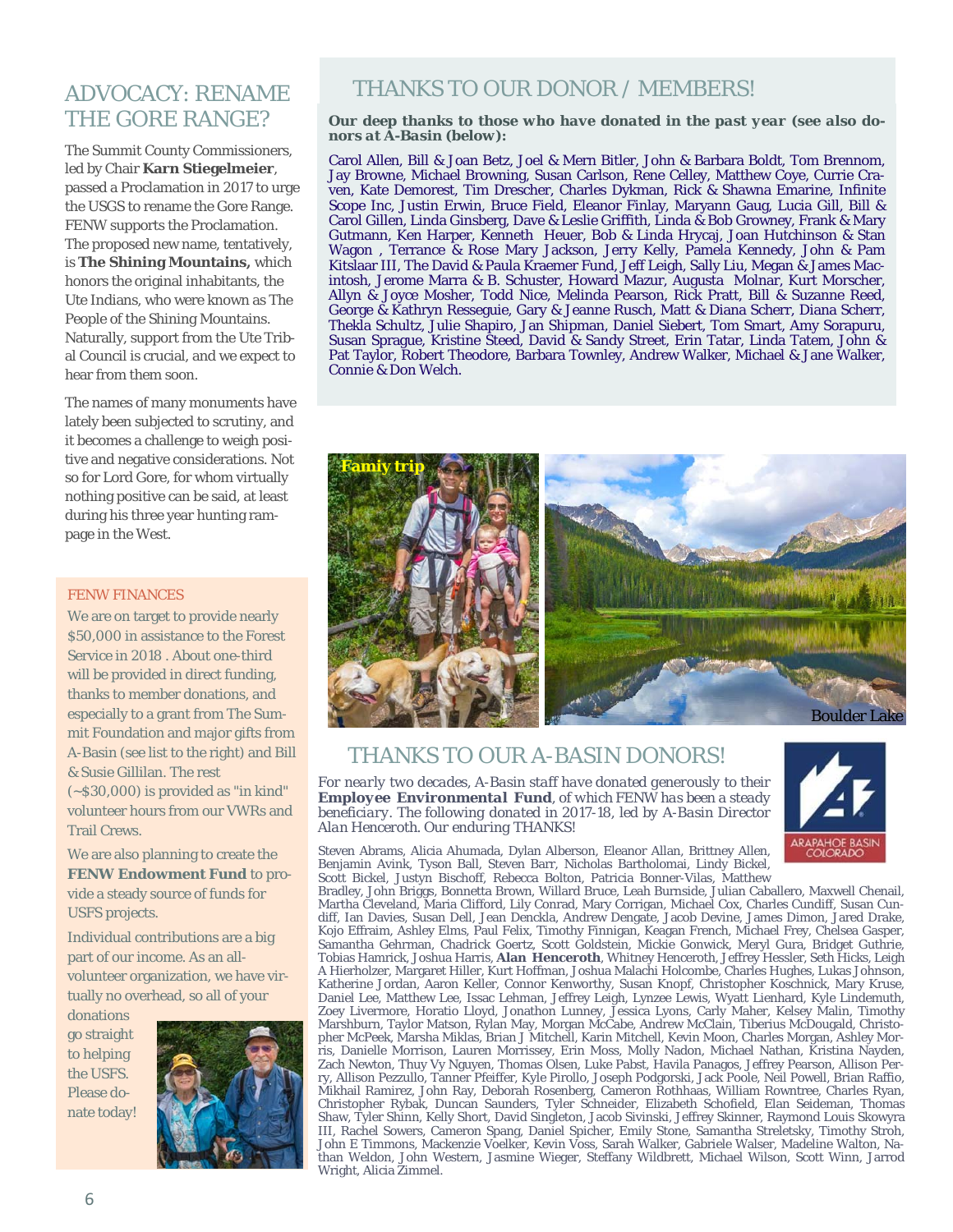## ADVOCACY: RENAME THE GORE RANGE?

The Summit County Commissioners, led by Chair **Karn Stiegelmeier**, passed a Proclamation in 2017 to urge the USGS to rename the Gore Range. FENW supports the Proclamation. The proposed new name, tentatively, is **The Shining Mountains,** which honors the original inhabitants, the Ute Indians, who were known as The People of the Shining Mountains. Naturally, support from the Ute Tribal Council is crucial, and we expect to hear from them soon.

The names of many monuments have lately been subjected to scrutiny, and it becomes a challenge to weigh positive and negative considerations. Not so for Lord Gore, for whom virtually nothing positive can be said, at least during his three year hunting rampage in the West.

### FENW FINANCES

We are on target to provide nearly $50,000 in assistance to the Forest Service in 2018 . About one-third will be provided in direct funding, thanks to member donations, and especially to a grant from The Summit Foundation and major gifts from A-Basin (see list to the right) and Bill & Susie Gillilan. The rest (~$30,000) is provided as "in kind" volunteer hours from our VWRs and Trail Crews.

We are also planning to create the **FENW Endowment Fund** to provide a steady source of funds for USFS projects.

Individual contributions are a big part of our income. As an all-volunteer organization, we have virtually no overhead, so all of your donations go straight to helping the USFS. Please donate today!

## THANKS TO OUR DONOR / MEMBERS!

**Our deep thanks to those who have donated in the past year (see also donors at A-Basin (below):**

Carol Allen, Bill & Joan Betz, Joel & Mern Bitler, John & Barbara Boldt, Tom Brennom, Jay Browne, Michael Browning, Susan Carlson, Rene Celley, Matthew Coye, Currie Craven, Kate Demorest, Tim Drescher, Charles Dykman, Rick & Shawna Emarine, Infinite Scope Inc, Justin Erwin, Bruce Field, Eleanor Finlay, Maryann Gaug, Lucia Gill, Bill & Carol Gillen, Linda Ginsberg, Dave & Leslie Griffith, Linda & Bob Growney, Frank & Mary Gutmann, Ken Harper, Kenneth Heuer, Bob & Linda Hrycaj, Joan Hutchinson & Stan Wagon , Terrance & Rose Mary Jackson, Jerry Kelly, Pamela Kennedy, John & Pam Kitslaar III, The David & Paula Kraemer Fund, Jeff Leigh, Sally Liu, Megan & James Macintosh, Jerome Marra & B. Schuster, Howard Mazur, Augusta Molnar, Kurt Morscher, Allyn & Joyce Mosher, Todd Nice, Melinda Pearson, Rick Pratt, Bill & Suzanne Reed, George & Kathryn Resseguie, Gary & Jeanne Rusch, Matt & Diana Scherr, Diana Scherr, Thekla Schultz, Julie Shapiro, Jan Shipman, Daniel Siebert, Tom Smart, Amy Sorapuru, Susan Sprague, Kristine Steed, David & Sandy Street, Erin Tatar, Linda Tatem, John & Pat Taylor, Robert Theodore, Barbara Townley, Andrew Walker, Michael & Jane Walker, Connie & Don Welch.

Famiy trip

Boulder Lake

## THANKS TO OUR A-BASIN DONORS!

*For nearly two decades, A-Basin staff have donated generously to their* ***Employee Environmental Fund****, of which FENW has been a steady beneficiary. The following donated in 2017-18, led by A-Basin Director Alan Henceroth. Our enduring THANKS!*

ARAPAHOE BASIN COLORADO

Steven Abrams, Alicia Ahumada, Dylan Alberson, Eleanor Allan, Brittney Allen, Benjamin Avink, Tyson Ball, Steven Barr, Nicholas Bartholomai, Lindy Bickel, Scott Bickel, Justyn Bischoff, Rebecca Bolton, Patricia Bonner-Vilas, Matthew Bradley, John Briggs, Bonnetta Brown, Willard Bruce, Leah Burnside, Julian Caballero, Maxwell Chenail, Martha Cleveland, Maria Clifford, Lily Conrad, Mary Corrigan, Michael Cox, Charles Cundiff, Susan Cundiff, Ian Davies, Susan Dell, Jean Denckla, Andrew Dengate, Jacob Devine, James Dimon, Jared Drake, Kojo Effraim, Ashley Elms, Paul Felix, Timothy Finnigan, Keagan French, Michael Frey, Chelsea Gasper, Samantha Gehrman, Chadrick Goertz, Scott Goldstein, Mickie Gonwick, Meryl Gura, Bridget Guthrie, Tobias Hamrick, Joshua Harris, **Alan Henceroth**, Whitney Henceroth, Jeffrey Hessler, Seth Hicks, Leigh A Hierholzer, Margaret Hiller, Kurt Hoffman, Joshua Malachi Holcombe, Charles Hughes, Lukas Johnson, Katherine Jordan, Aaron Keller, Connor Kenworthy, Susan Knopf, Christopher Koschnick, Mary Kruse, Daniel Lee, Matthew Lee, Issac Lehman, Jeffrey Leigh, Lynzee Lewis, Wyatt Lienhard, Kyle Lindemuth, Zoey Livermore, Horatio Lloyd, Jonathon Lunney, Jessica Lyons, Carly Maher, Kelsey Malin, Timothy Marshburn, Taylor Matson, Rylan May, Morgan McCabe, Andrew McClain, Tiberius McDougald, Christopher McPeek, Marsha Miklas, Brian J Mitchell, Karin Mitchell, Kevin Moon, Charles Morgan, Ashley Morris, Danielle Morrison, Lauren Morrissey, Erin Moss, Molly Nadon, Michael Nathan, Kristina Nayden, Zach Newton, Thuy Vy Nguyen, Thomas Olsen, Luke Pabst, Havila Panagos, Jeffrey Pearson, Allison Perry, Allison Pezzullo, Tanner Pfeiffer, Kyle Pirollo, Joseph Podgorski, Jack Poole, Neil Powell, Brian Raffio, Mikhail Ramirez, John Ray, Deborah Rosenberg, Cameron Rothhaas, William Rowntree, Charles Ryan, Christopher Rybak, Duncan Saunders, Tyler Schneider, Elizabeth Schofield, Elan Seideman, Thomas Shaw, Tyler Shinn, Kelly Short, David Singleton, Jacob Sivinski, Jeffrey Skinner, Raymond Louis Skowyra III, Rachel Sowers, Cameron Spang, Daniel Spicher, Emily Stone, Samantha Streletsky, Timothy Stroh, John E Timmons, Mackenzie Voelker, Kevin Voss, Sarah Walker, Gabriele Walser, Madeline Walton, Nathan Weldon, John Western, Jasmine Wieger, Steffany Wildbrett, Michael Wilson, Scott Winn, Jarrod Wright, Alicia Zimmel.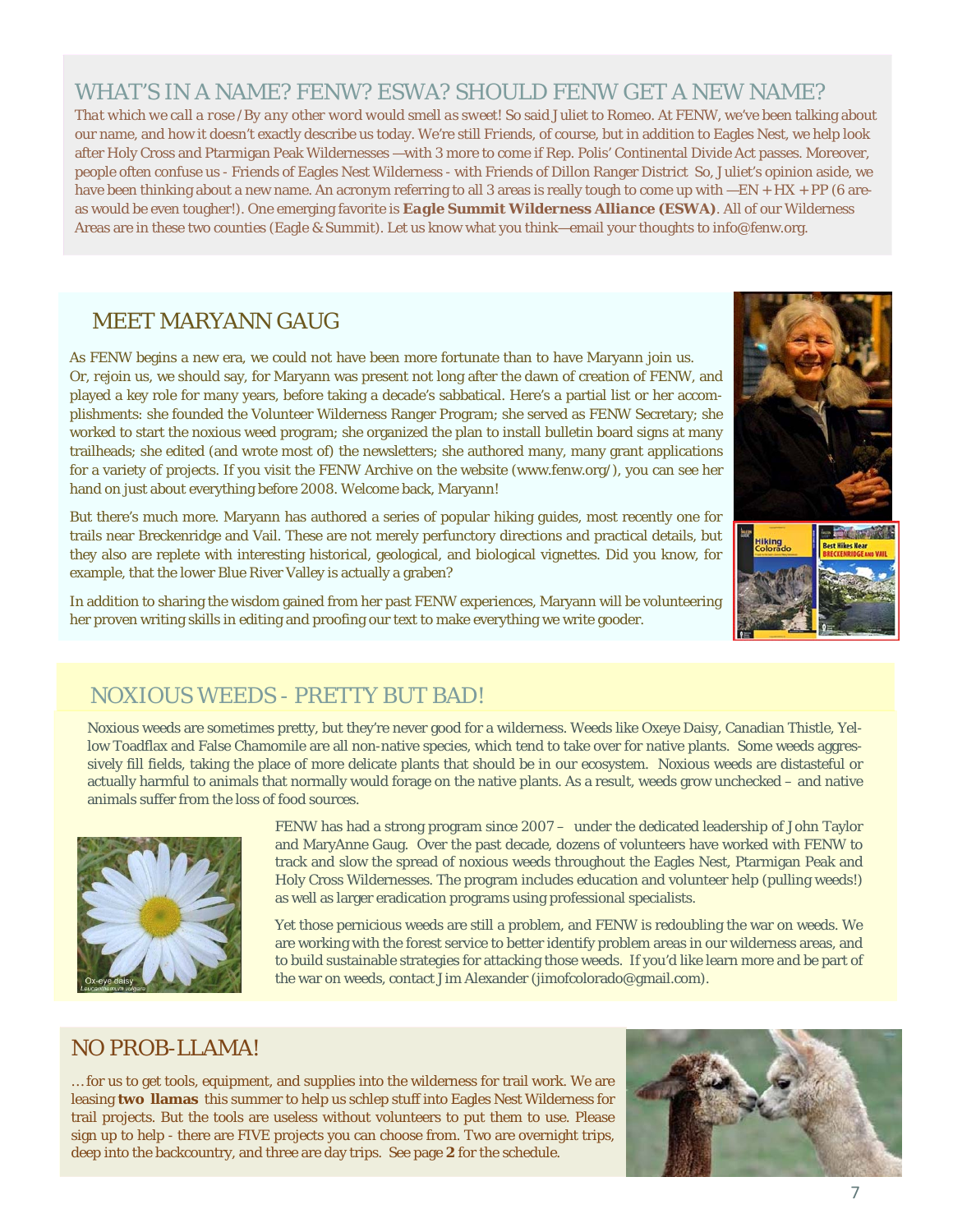## WHAT'S IN A NAME? FENW? ESWA? SHOULD FENW GET A NEW NAME?

*That which we call a rose /By any other word would smell as sweet!* So said Juliet to Romeo. At FENW, we've been talking about our name, and how it doesn't exactly describe us today. We're still Friends, of course, but in addition to Eagles Nest, we help look after Holy Cross and Ptarmigan Peak Wildernesses —with 3 more to come if Rep. Polis' Continental Divide Act passes. Moreover, people often confuse us - Friends of Eagles Nest Wilderness - with Friends of Dillon Ranger District So, Juliet's opinion aside, we have been thinking about a new name. An acronym referring to all 3 areas is really tough to come up with —EN + HX + PP (6 areas would be even tougher!). One emerging favorite is **Eagle Summit Wilderness Alliance (ESWA)**. All of our Wilderness Areas are in these two counties (Eagle & Summit). Let us know what you think—email your thoughts to info@fenw.org.

## MEET MARYANN GAUG

As FENW begins a new era, we could not have been more fortunate than to have Maryann join us. Or, rejoin us, we should say, for Maryann was present not long after the dawn of creation of FENW, and played a key role for many years, before taking a decade's sabbatical. Here's a partial list or her accomplishments: she founded the Volunteer Wilderness Ranger Program; she served as FENW Secretary; she worked to start the noxious weed program; she organized the plan to install bulletin board signs at many trailheads; she edited (and wrote most of) the newsletters; she authored many, many grant applications for a variety of projects. If you visit the FENW Archive on the website (www.fenw.org/), you can see her hand on just about everything before 2008. Welcome back, Maryann!

But there's much more. Maryann has authored a series of popular hiking guides, most recently one for trails near Breckenridge and Vail. These are not merely perfunctory directions and practical details, but they also are replete with interesting historical, geological, and biological vignettes. Did you know, for example, that the lower Blue River Valley is actually a graben?

In addition to sharing the wisdom gained from her past FENW experiences, Maryann will be volunteering her proven writing skills in editing and proofing our text to make everything we write gooder.

## NOXIOUS WEEDS - PRETTY BUT BAD!

Noxious weeds are sometimes pretty, but they're never good for a wilderness. Weeds like Oxeye Daisy, Canadian Thistle, Yellow Toadflax and False Chamomile are all non-native species, which tend to take over for native plants. Some weeds aggressively fill fields, taking the place of more delicate plants that should be in our ecosystem. Noxious weeds are distasteful or actually harmful to animals that normally would forage on the native plants. As a result, weeds grow unchecked – and native animals suffer from the loss of food sources.

Ox-eye daisy
*Leucanthemum vulgare*

FENW has had a strong program since 2007 – under the dedicated leadership of John Taylor and MaryAnne Gaug. Over the past decade, dozens of volunteers have worked with FENW to track and slow the spread of noxious weeds throughout the Eagles Nest, Ptarmigan Peak and Holy Cross Wildernesses. The program includes education and volunteer help (pulling weeds!) as well as larger eradication programs using professional specialists.

Yet those pernicious weeds are still a problem, and FENW is redoubling the war on weeds. We are working with the forest service to better identify problem areas in our wilderness areas, and to build sustainable strategies for attacking those weeds. If you'd like learn more and be part of the war on weeds, contact Jim Alexander (jimofcolorado@gmail.com).

## NO PROB-LLAMA!

…for us to get tools, equipment, and supplies into the wilderness for trail work. We are leasing **two llamas** this summer to help us schlep stuff into Eagles Nest Wilderness for trail projects. But the tools are useless without volunteers to put them to use. Please sign up to help - there are FIVE projects you can choose from. Two are overnight trips, deep into the backcountry, and three are day trips. See page **2** for the schedule.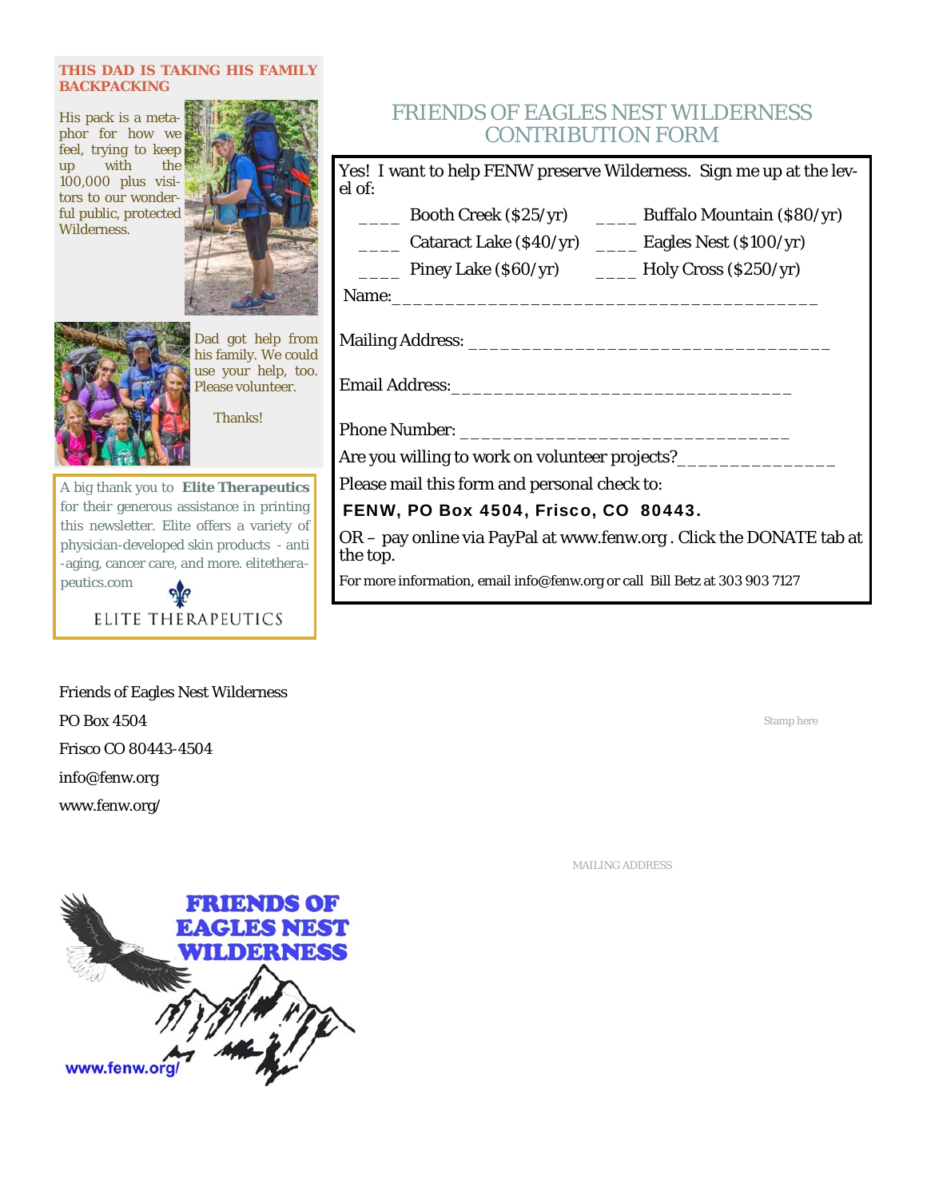**THIS DAD IS TAKING HIS FAMILY BACKPACKING**

His pack is a metaphor for how we feel, trying to keep up with the 100,000 plus visitors to our wonderful public, protected Wilderness.

Dad got help from his family. We could use your help, too. Please volunteer.

Thanks!

A big thank you to **Elite Therapeutics** for their generous assistance in printing this newsletter. Elite offers a variety of physician-developed skin products - anti-aging, cancer care, and more. elitetherapeutics.com

ELITE THERAPEUTICS

## FRIENDS OF EAGLES NEST WILDERNESS CONTRIBUTION FORM

Yes! I want to help FENW preserve Wilderness. Sign me up at the level of:

____ Booth Creek ($25/yr)  ____ Buffalo Mountain ($80/yr)

____ Cataract Lake ($40/yr)  ____ Eagles Nest ($100/yr)

____ Piney Lake ($60/yr)  ____ Holy Cross ($250/yr)

Name:________________________________________

Mailing Address: __________________________________

Email Address:________________________________

Phone Number: _______________________________

Are you willing to work on volunteer projects?______________

Please mail this form and personal check to:

**FENW, PO Box 4504, Frisco, CO 80443.**

OR – pay online via PayPal at www.fenw.org . Click the DONATE tab at the top.

For more information, email info@fenw.org or call Bill Betz at 303 903 7127

Friends of Eagles Nest Wilderness
PO Box 4504
Frisco CO 80443-4504
info@fenw.org
www.fenw.org/

Stamp here

MAILING ADDRESS

FRIENDS OF EAGLES NEST WILDERNESS

www.fenw.org/